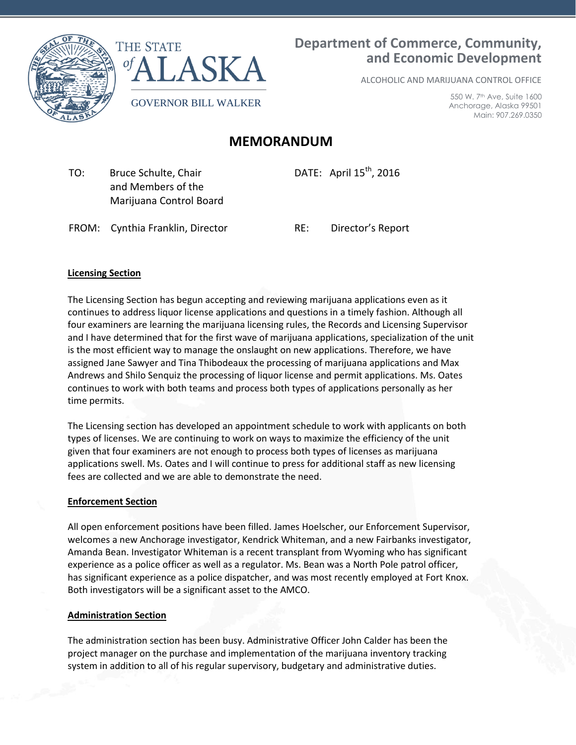THE STATE of ALASKA

GOVERNOR BILL WALKER

**Department of Commerce, Community, and Economic Development**

ALCOHOLIC AND MARIJUANA CONTROL OFFICE

550 W. 7th Ave, Suite 1600
Anchorage, Alaska 99501
Main: 907.269.0350

# MEMORANDUM

TO: Bruce Schulte, Chair and Members of the Marijuana Control Board

DATE: April 15th, 2016

FROM: Cynthia Franklin, Director

RE: Director's Report

**Licensing Section**

The Licensing Section has begun accepting and reviewing marijuana applications even as it continues to address liquor license applications and questions in a timely fashion. Although all four examiners are learning the marijuana licensing rules, the Records and Licensing Supervisor and I have determined that for the first wave of marijuana applications, specialization of the unit is the most efficient way to manage the onslaught on new applications. Therefore, we have assigned Jane Sawyer and Tina Thibodeaux the processing of marijuana applications and Max Andrews and Shilo Senquiz the processing of liquor license and permit applications. Ms. Oates continues to work with both teams and process both types of applications personally as her time permits.

The Licensing section has developed an appointment schedule to work with applicants on both types of licenses. We are continuing to work on ways to maximize the efficiency of the unit given that four examiners are not enough to process both types of licenses as marijuana applications swell. Ms. Oates and I will continue to press for additional staff as new licensing fees are collected and we are able to demonstrate the need.

**Enforcement Section**

All open enforcement positions have been filled. James Hoelscher, our Enforcement Supervisor, welcomes a new Anchorage investigator, Kendrick Whiteman, and a new Fairbanks investigator, Amanda Bean. Investigator Whiteman is a recent transplant from Wyoming who has significant experience as a police officer as well as a regulator. Ms. Bean was a North Pole patrol officer, has significant experience as a police dispatcher, and was most recently employed at Fort Knox. Both investigators will be a significant asset to the AMCO.

**Administration Section**

The administration section has been busy. Administrative Officer John Calder has been the project manager on the purchase and implementation of the marijuana inventory tracking system in addition to all of his regular supervisory, budgetary and administrative duties.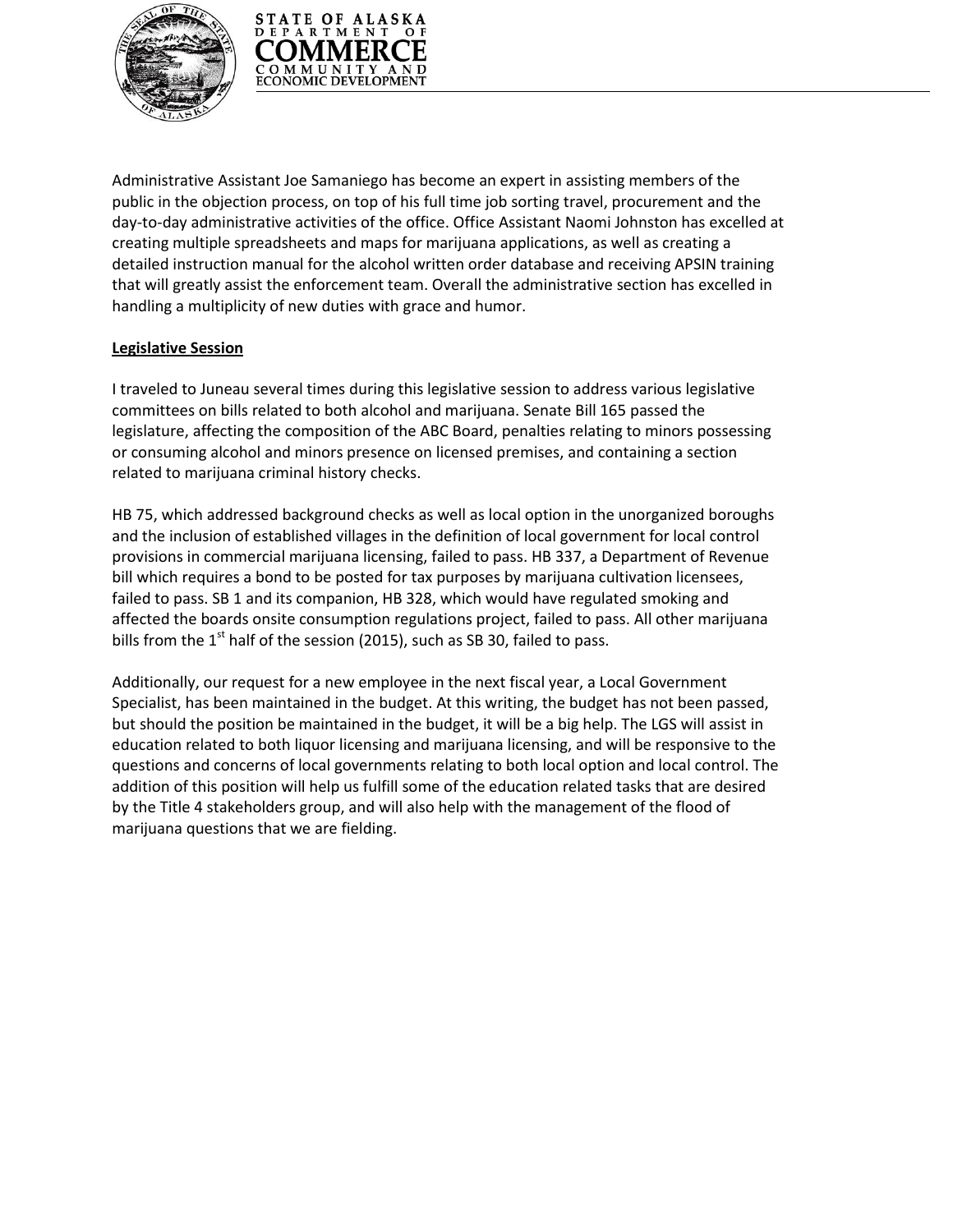Administrative Assistant Joe Samaniego has become an expert in assisting members of the public in the objection process, on top of his full time job sorting travel, procurement and the day-to-day administrative activities of the office. Office Assistant Naomi Johnston has excelled at creating multiple spreadsheets and maps for marijuana applications, as well as creating a detailed instruction manual for the alcohol written order database and receiving APSIN training that will greatly assist the enforcement team. Overall the administrative section has excelled in handling a multiplicity of new duties with grace and humor.

**Legislative Session**

I traveled to Juneau several times during this legislative session to address various legislative committees on bills related to both alcohol and marijuana. Senate Bill 165 passed the legislature, affecting the composition of the ABC Board, penalties relating to minors possessing or consuming alcohol and minors presence on licensed premises, and containing a section related to marijuana criminal history checks.

HB 75, which addressed background checks as well as local option in the unorganized boroughs and the inclusion of established villages in the definition of local government for local control provisions in commercial marijuana licensing, failed to pass. HB 337, a Department of Revenue bill which requires a bond to be posted for tax purposes by marijuana cultivation licensees, failed to pass. SB 1 and its companion, HB 328, which would have regulated smoking and affected the boards onsite consumption regulations project, failed to pass. All other marijuana bills from the 1st half of the session (2015), such as SB 30, failed to pass.

Additionally, our request for a new employee in the next fiscal year, a Local Government Specialist, has been maintained in the budget. At this writing, the budget has not been passed, but should the position be maintained in the budget, it will be a big help. The LGS will assist in education related to both liquor licensing and marijuana licensing, and will be responsive to the questions and concerns of local governments relating to both local option and local control. The addition of this position will help us fulfill some of the education related tasks that are desired by the Title 4 stakeholders group, and will also help with the management of the flood of marijuana questions that we are fielding.